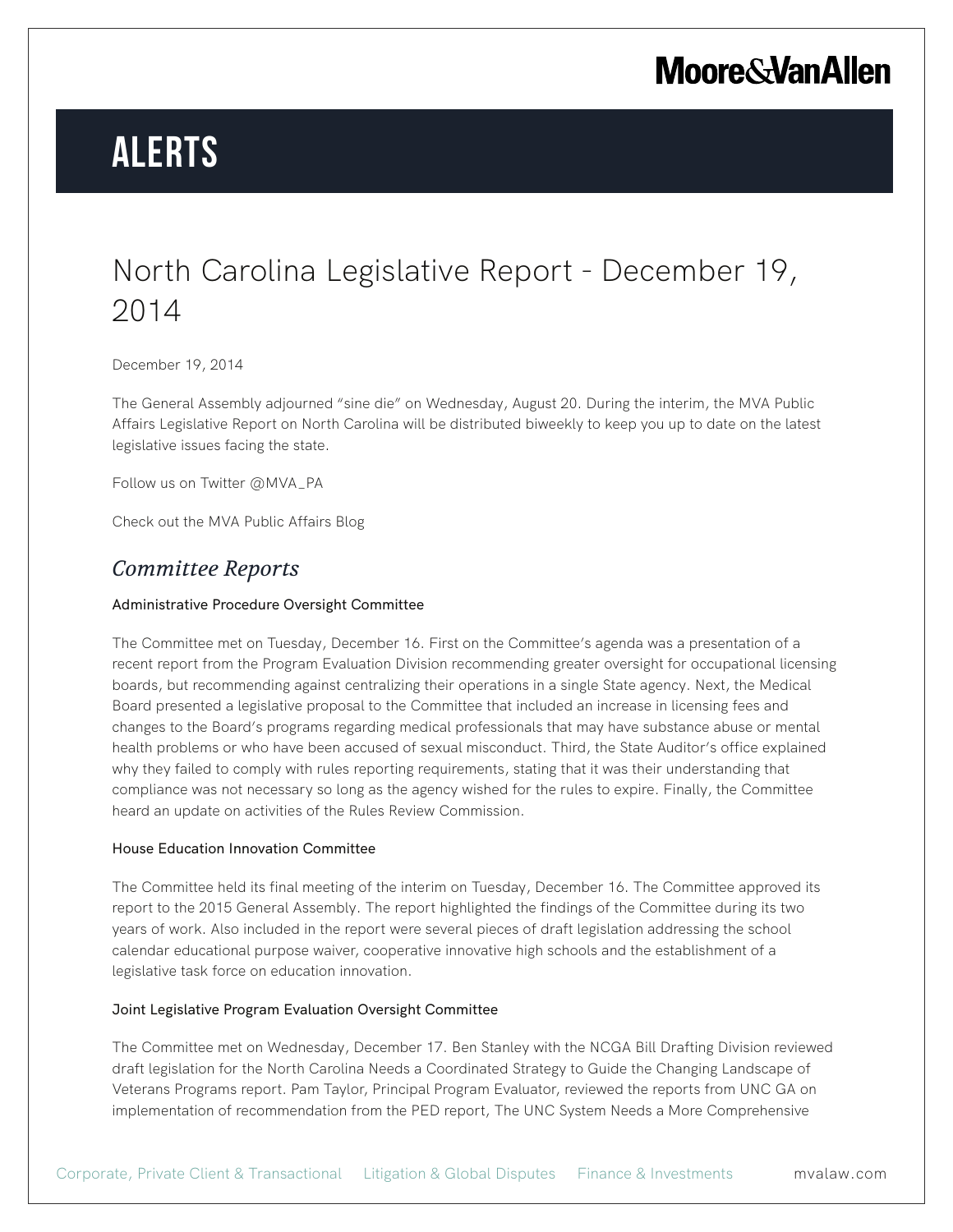# ALERTS

## North Carolina Legislative Report - December 19, 2014

December 19, 2014

The General Assembly adjourned "sine die" on Wednesday, August 20. During the interim, the MVA Public Affairs Legislative Report on North Carolina will be distributed biweekly to keep you up to date on the latest legislative issues facing the state.

Follow us on Twitter @MVA_PA

Check out the MVA Public Affairs Blog

### *Committee Reports*

#### Administrative Procedure Oversight Committee

The Committee met on Tuesday, December 16. First on the Committee's agenda was a presentation of a recent report from the Program Evaluation Division recommending greater oversight for occupational licensing boards, but recommending against centralizing their operations in a single State agency. Next, the Medical Board presented a legislative proposal to the Committee that included an increase in licensing fees and changes to the Board's programs regarding medical professionals that may have substance abuse or mental health problems or who have been accused of sexual misconduct. Third, the State Auditor's office explained why they failed to comply with rules reporting requirements, stating that it was their understanding that compliance was not necessary so long as the agency wished for the rules to expire. Finally, the Committee heard an update on activities of the Rules Review Commission.

#### House Education Innovation Committee

The Committee held its final meeting of the interim on Tuesday, December 16. The Committee approved its report to the 2015 General Assembly. The report highlighted the findings of the Committee during its two years of work. Also included in the report were several pieces of draft legislation addressing the school calendar educational purpose waiver, cooperative innovative high schools and the establishment of a legislative task force on education innovation.

#### Joint Legislative Program Evaluation Oversight Committee

The Committee met on Wednesday, December 17. Ben Stanley with the NCGA Bill Drafting Division reviewed draft legislation for the North Carolina Needs a Coordinated Strategy to Guide the Changing Landscape of Veterans Programs report. Pam Taylor, Principal Program Evaluator, reviewed the reports from UNC GA on implementation of recommendation from the PED report, The UNC System Needs a More Comprehensive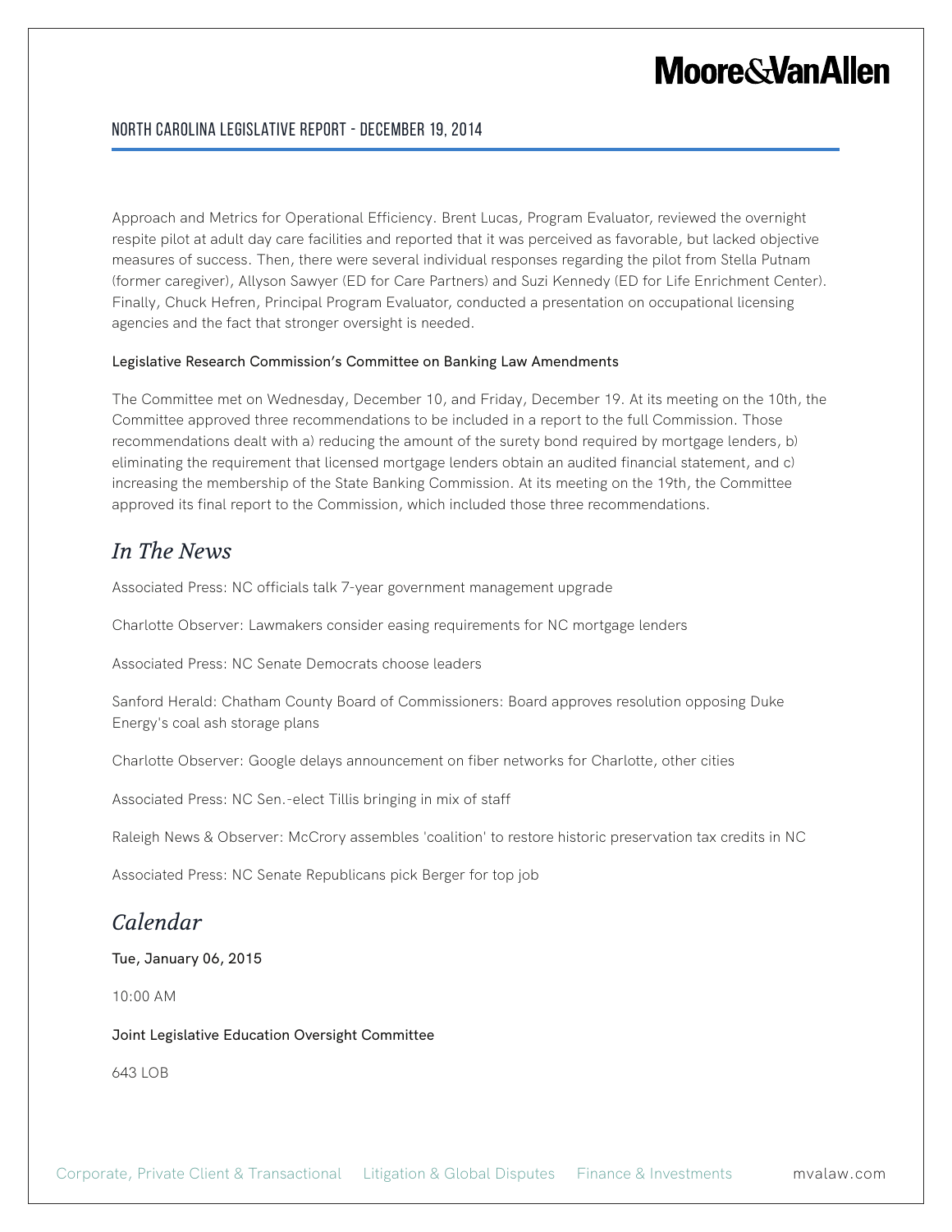Approach and Metrics for Operational Efficiency. Brent Lucas, Program Evaluator, reviewed the overnight respite pilot at adult day care facilities and reported that it was perceived as favorable, but lacked objective measures of success. Then, there were several individual responses regarding the pilot from Stella Putnam (former caregiver), Allyson Sawyer (ED for Care Partners) and Suzi Kennedy (ED for Life Enrichment Center). Finally, Chuck Hefren, Principal Program Evaluator, conducted a presentation on occupational licensing agencies and the fact that stronger oversight is needed.

#### Legislative Research Commission's Committee on Banking Law Amendments

The Committee met on Wednesday, December 10, and Friday, December 19. At its meeting on the 10th, the Committee approved three recommendations to be included in a report to the full Commission. Those recommendations dealt with a) reducing the amount of the surety bond required by mortgage lenders, b) eliminating the requirement that licensed mortgage lenders obtain an audited financial statement, and c) increasing the membership of the State Banking Commission. At its meeting on the 19th, the Committee approved its final report to the Commission, which included those three recommendations.

## *In The News*

Associated Press: NC officials talk 7-year government management upgrade

Charlotte Observer: Lawmakers consider easing requirements for NC mortgage lenders

Associated Press: NC Senate Democrats choose leaders

Sanford Herald: Chatham County Board of Commissioners: Board approves resolution opposing Duke Energy's coal ash storage plans

Charlotte Observer: Google delays announcement on fiber networks for Charlotte, other cities

Associated Press: NC Sen.-elect Tillis bringing in mix of staff

Raleigh News & Observer: McCrory assembles 'coalition' to restore historic preservation tax credits in NC

Associated Press: NC Senate Republicans pick Berger for top job

## *Calendar*

#### Tue, January 06, 2015

10:00 AM

#### Joint Legislative Education Oversight Committee

643 LOB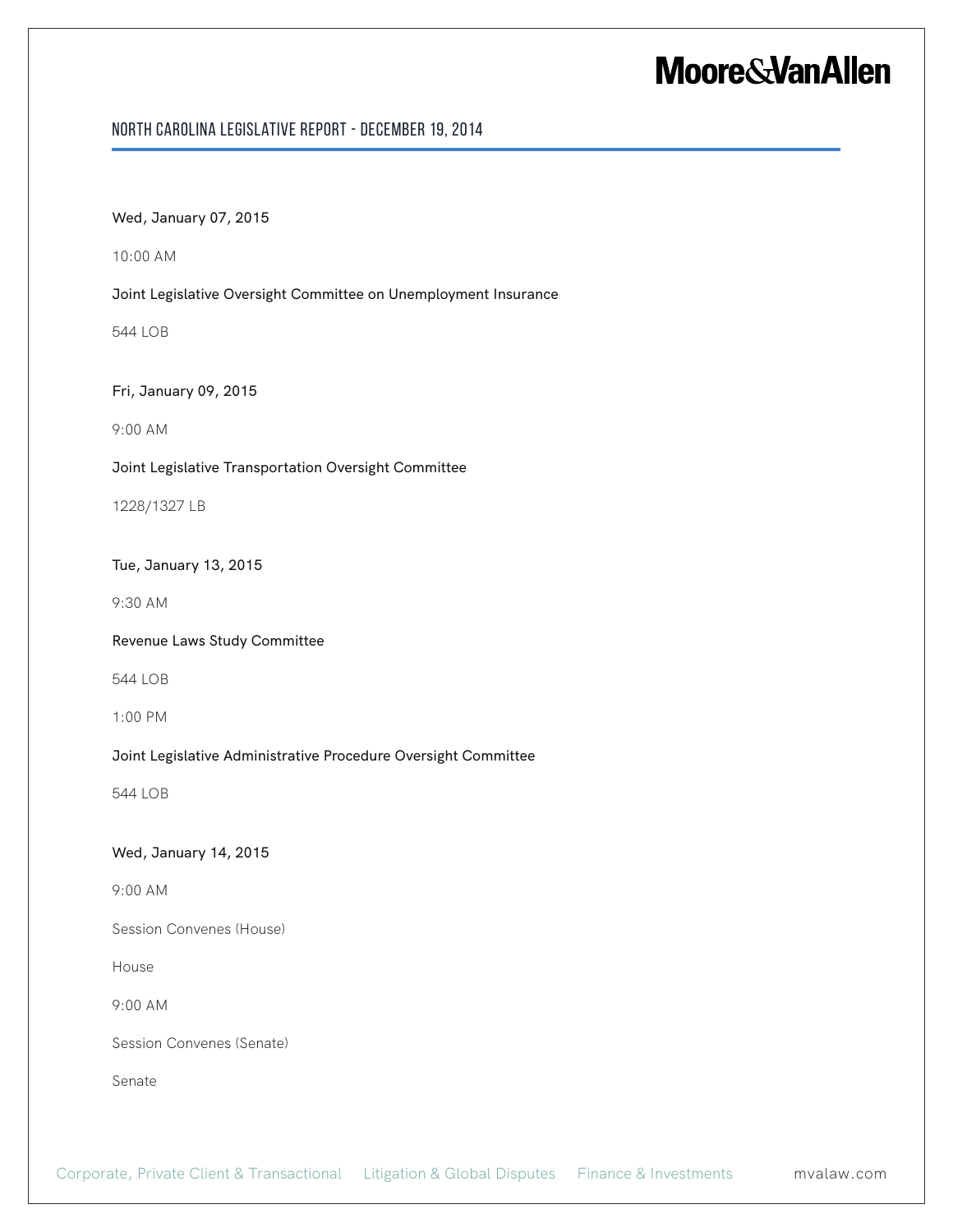Wed, January 07, 2015

10:00 AM

Joint Legislative Oversight Committee on Unemployment Insurance

544 LOB

Fri, January 09, 2015

9:00 AM

Joint Legislative Transportation Oversight Committee

1228/1327 LB

Tue, January 13, 2015

9:30 AM

Revenue Laws Study Committee

544 LOB

1:00 PM

Joint Legislative Administrative Procedure Oversight Committee

544 LOB

Wed, January 14, 2015

9:00 AM

Session Convenes (House)

House

9:00 AM

Session Convenes (Senate)

Senate